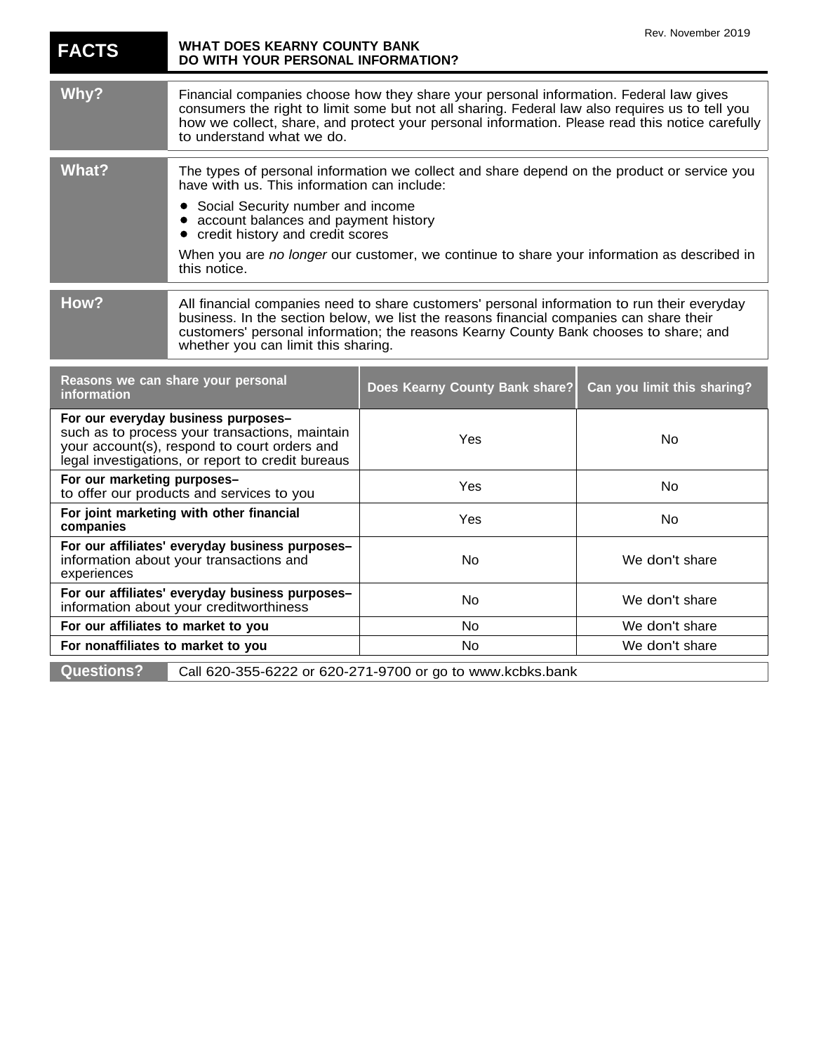Rev. November 2019

# FACTS — WHAT DOES KEARNY COUNTY BANK DO WITH YOUR PERSONAL INFORMATION?

| | |
|---|---|
| **Why?** | Financial companies choose how they share your personal information. Federal law gives consumers the right to limit some but not all sharing. Federal law also requires us to tell you how we collect, share, and protect your personal information. Please read this notice carefully to understand what we do. |
| **What?** | The types of personal information we collect and share depend on the product or service you have with us. This information can include:<br>• Social Security number and income<br>• account balances and payment history<br>• credit history and credit scores<br>When you are *no longer* our customer, we continue to share your information as described in this notice. |
| **How?** | All financial companies need to share customers' personal information to run their everyday business. In the section below, we list the reasons financial companies can share their customers' personal information; the reasons Kearny County Bank chooses to share; and whether you can limit this sharing. |

| Reasons we can share your personal information | Does Kearny County Bank share? | Can you limit this sharing? |
|---|---|---|
| **For our everyday business purposes–** such as to process your transactions, maintain your account(s), respond to court orders and legal investigations, or report to credit bureaus | Yes | No |
| **For our marketing purposes–** to offer our products and services to you | Yes | No |
| **For joint marketing with other financial companies** | Yes | No |
| **For our affiliates' everyday business purposes–** information about your transactions and experiences | No | We don't share |
| **For our affiliates' everyday business purposes–** information about your creditworthiness | No | We don't share |
| **For our affiliates to market to you** | No | We don't share |
| **For nonaffiliates to market to you** | No | We don't share |

| | |
|---|---|
| **Questions?** | Call 620-355-6222 or 620-271-9700 or go to www.kcbks.bank |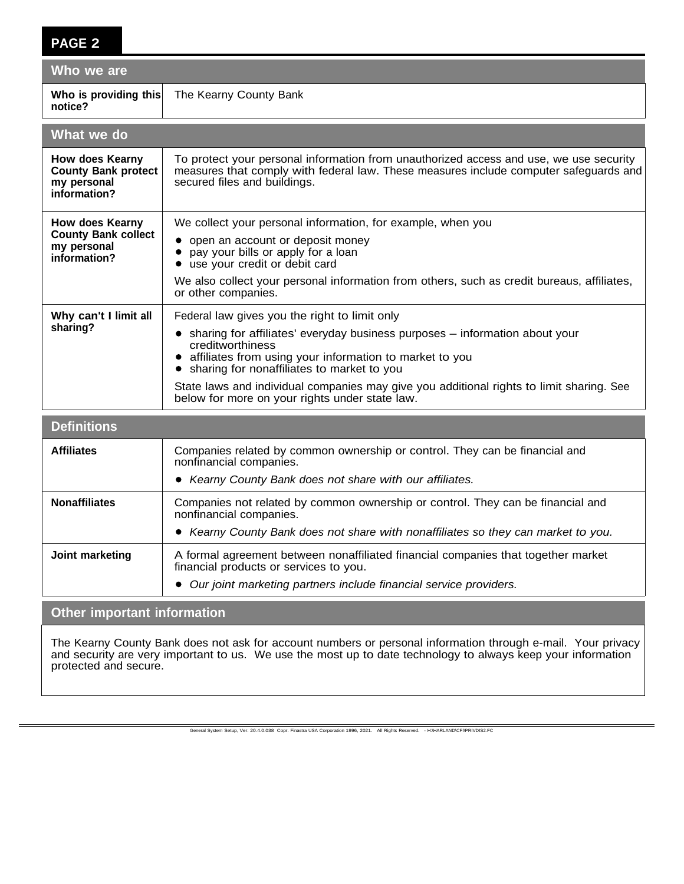## Who we are

| | |
|---|---|
| **Who is providing this notice?** | The Kearny County Bank |

## What we do

| | |
|---|---|
| **How does Kearny County Bank protect my personal information?** | To protect your personal information from unauthorized access and use, we use security measures that comply with federal law. These measures include computer safeguards and secured files and buildings. |
| **How does Kearny County Bank collect my personal information?** | We collect your personal information, for example, when you<br>• open an account or deposit money<br>• pay your bills or apply for a loan<br>• use your credit or debit card<br>We also collect your personal information from others, such as credit bureaus, affiliates, or other companies. |
| **Why can't I limit all sharing?** | Federal law gives you the right to limit only<br>• sharing for affiliates' everyday business purposes – information about your creditworthiness<br>• affiliates from using your information to market to you<br>• sharing for nonaffiliates to market to you<br>State laws and individual companies may give you additional rights to limit sharing. See below for more on your rights under state law. |

## Definitions

| | |
|---|---|
| **Affiliates** | Companies related by common ownership or control. They can be financial and nonfinancial companies.<br>• *Kearny County Bank does not share with our affiliates.* |
| **Nonaffiliates** | Companies not related by common ownership or control. They can be financial and nonfinancial companies.<br>• *Kearny County Bank does not share with nonaffiliates so they can market to you.* |
| **Joint marketing** | A formal agreement between nonaffiliated financial companies that together market financial products or services to you.<br>• *Our joint marketing partners include financial service providers.* |

## Other important information

The Kearny County Bank does not ask for account numbers or personal information through e-mail. Your privacy and security are very important to us. We use the most up to date technology to always keep your information protected and secure.